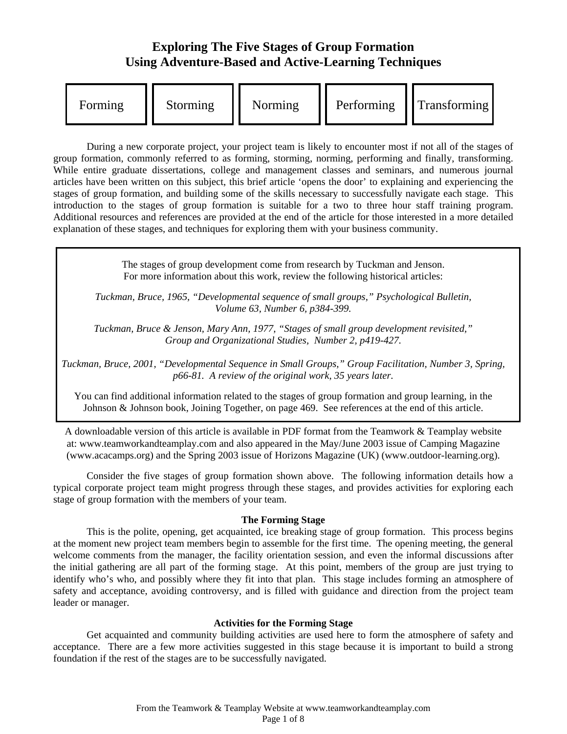# Exploring The Five Stages of Group Formation
# Using Adventure-Based and Active-Learning Techniques

| Forming | Storming | Norming | Performing | Transforming |
|---|---|---|---|---|

During a new corporate project, your project team is likely to encounter most if not all of the stages of group formation, commonly referred to as forming, storming, norming, performing and finally, transforming. While entire graduate dissertations, college and management classes and seminars, and numerous journal articles have been written on this subject, this brief article 'opens the door' to explaining and experiencing the stages of group formation, and building some of the skills necessary to successfully navigate each stage. This introduction to the stages of group formation is suitable for a two to three hour staff training program. Additional resources and references are provided at the end of the article for those interested in a more detailed explanation of these stages, and techniques for exploring them with your business community.

> The stages of group development come from research by Tuckman and Jenson.
> For more information about this work, review the following historical articles:
>
> *Tuckman, Bruce, 1965, "Developmental sequence of small groups," Psychological Bulletin, Volume 63, Number 6, p384-399.*
>
> *Tuckman, Bruce & Jenson, Mary Ann, 1977, "Stages of small group development revisited," Group and Organizational Studies, Number 2, p419-427.*
>
> *Tuckman, Bruce, 2001, "Developmental Sequence in Small Groups," Group Facilitation, Number 3, Spring, p66-81. A review of the original work, 35 years later.*
>
> You can find additional information related to the stages of group formation and group learning, in the Johnson & Johnson book, Joining Together, on page 469. See references at the end of this article.

A downloadable version of this article is available in PDF format from the Teamwork & Teamplay website at: www.teamworkandteamplay.com and also appeared in the May/June 2003 issue of Camping Magazine (www.acacamps.org) and the Spring 2003 issue of Horizons Magazine (UK) (www.outdoor-learning.org).

Consider the five stages of group formation shown above. The following information details how a typical corporate project team might progress through these stages, and provides activities for exploring each stage of group formation with the members of your team.

### The Forming Stage

This is the polite, opening, get acquainted, ice breaking stage of group formation. This process begins at the moment new project team members begin to assemble for the first time. The opening meeting, the general welcome comments from the manager, the facility orientation session, and even the informal discussions after the initial gathering are all part of the forming stage. At this point, members of the group are just trying to identify who's who, and possibly where they fit into that plan. This stage includes forming an atmosphere of safety and acceptance, avoiding controversy, and is filled with guidance and direction from the project team leader or manager.

### Activities for the Forming Stage

Get acquainted and community building activities are used here to form the atmosphere of safety and acceptance. There are a few more activities suggested in this stage because it is important to build a strong foundation if the rest of the stages are to be successfully navigated.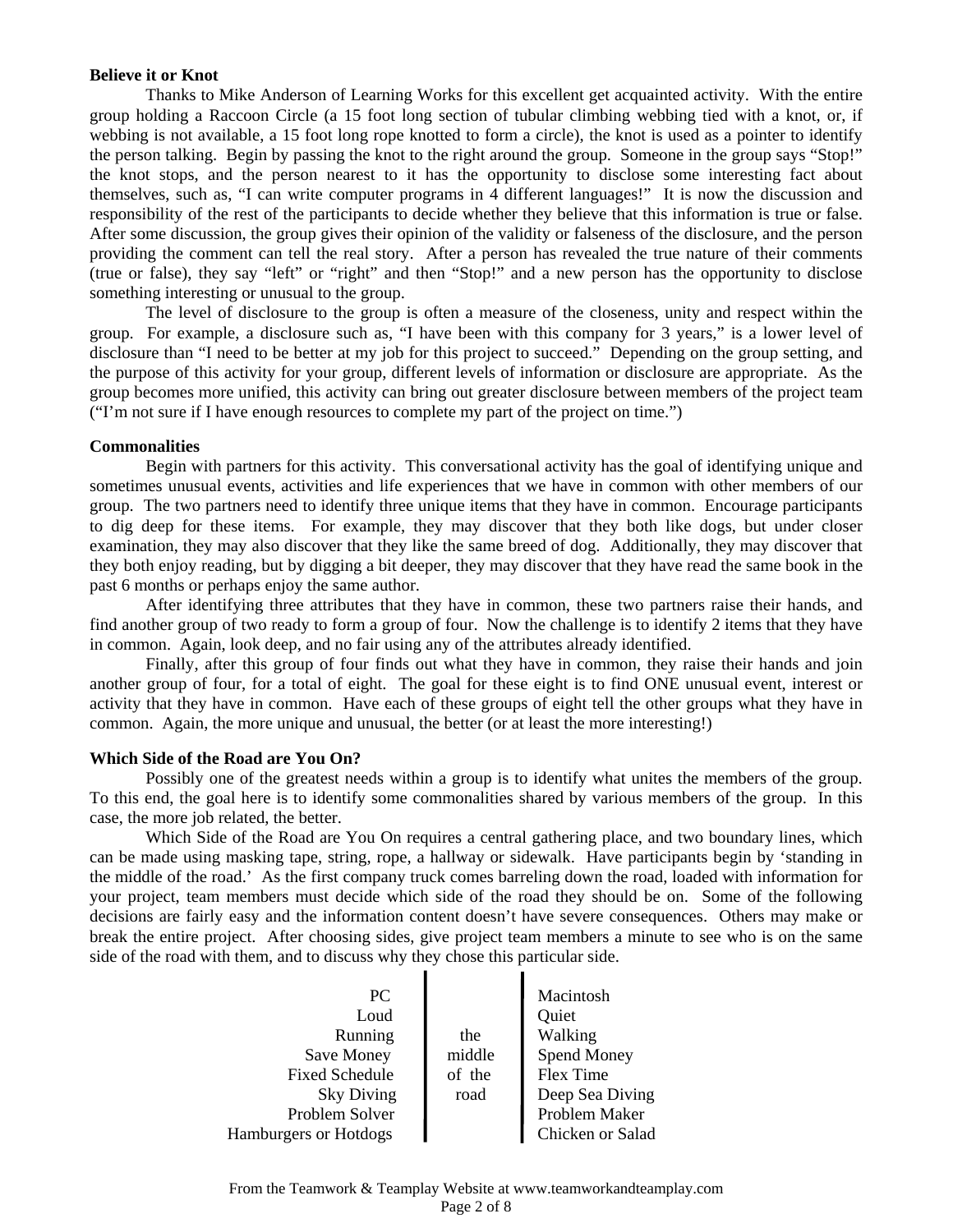**Believe it or Knot**

Thanks to Mike Anderson of Learning Works for this excellent get acquainted activity. With the entire group holding a Raccoon Circle (a 15 foot long section of tubular climbing webbing tied with a knot, or, if webbing is not available, a 15 foot long rope knotted to form a circle), the knot is used as a pointer to identify the person talking. Begin by passing the knot to the right around the group. Someone in the group says "Stop!" the knot stops, and the person nearest to it has the opportunity to disclose some interesting fact about themselves, such as, "I can write computer programs in 4 different languages!" It is now the discussion and responsibility of the rest of the participants to decide whether they believe that this information is true or false. After some discussion, the group gives their opinion of the validity or falseness of the disclosure, and the person providing the comment can tell the real story. After a person has revealed the true nature of their comments (true or false), they say "left" or "right" and then "Stop!" and a new person has the opportunity to disclose something interesting or unusual to the group.

The level of disclosure to the group is often a measure of the closeness, unity and respect within the group. For example, a disclosure such as, "I have been with this company for 3 years," is a lower level of disclosure than "I need to be better at my job for this project to succeed." Depending on the group setting, and the purpose of this activity for your group, different levels of information or disclosure are appropriate. As the group becomes more unified, this activity can bring out greater disclosure between members of the project team ("I'm not sure if I have enough resources to complete my part of the project on time.")

**Commonalities**

Begin with partners for this activity. This conversational activity has the goal of identifying unique and sometimes unusual events, activities and life experiences that we have in common with other members of our group. The two partners need to identify three unique items that they have in common. Encourage participants to dig deep for these items. For example, they may discover that they both like dogs, but under closer examination, they may also discover that they like the same breed of dog. Additionally, they may discover that they both enjoy reading, but by digging a bit deeper, they may discover that they have read the same book in the past 6 months or perhaps enjoy the same author.

After identifying three attributes that they have in common, these two partners raise their hands, and find another group of two ready to form a group of four. Now the challenge is to identify 2 items that they have in common. Again, look deep, and no fair using any of the attributes already identified.

Finally, after this group of four finds out what they have in common, they raise their hands and join another group of four, for a total of eight. The goal for these eight is to find ONE unusual event, interest or activity that they have in common. Have each of these groups of eight tell the other groups what they have in common. Again, the more unique and unusual, the better (or at least the more interesting!)

**Which Side of the Road are You On?**

Possibly one of the greatest needs within a group is to identify what unites the members of the group. To this end, the goal here is to identify some commonalities shared by various members of the group. In this case, the more job related, the better.

Which Side of the Road are You On requires a central gathering place, and two boundary lines, which can be made using masking tape, string, rope, a hallway or sidewalk. Have participants begin by 'standing in the middle of the road.' As the first company truck comes barreling down the road, loaded with information for your project, team members must decide which side of the road they should be on. Some of the following decisions are fairly easy and the information content doesn't have severe consequences. Others may make or break the entire project. After choosing sides, give project team members a minute to see who is on the same side of the road with them, and to discuss why they chose this particular side.

| | | |
|---:|:---:|:---|
| PC | | Macintosh |
| Loud | | Quiet |
| Running | the | Walking |
| Save Money | middle | Spend Money |
| Fixed Schedule | of the | Flex Time |
| Sky Diving | road | Deep Sea Diving |
| Problem Solver | | Problem Maker |
| Hamburgers or Hotdogs | | Chicken or Salad |

From the Teamwork & Teamplay Website at www.teamworkandteamplay.com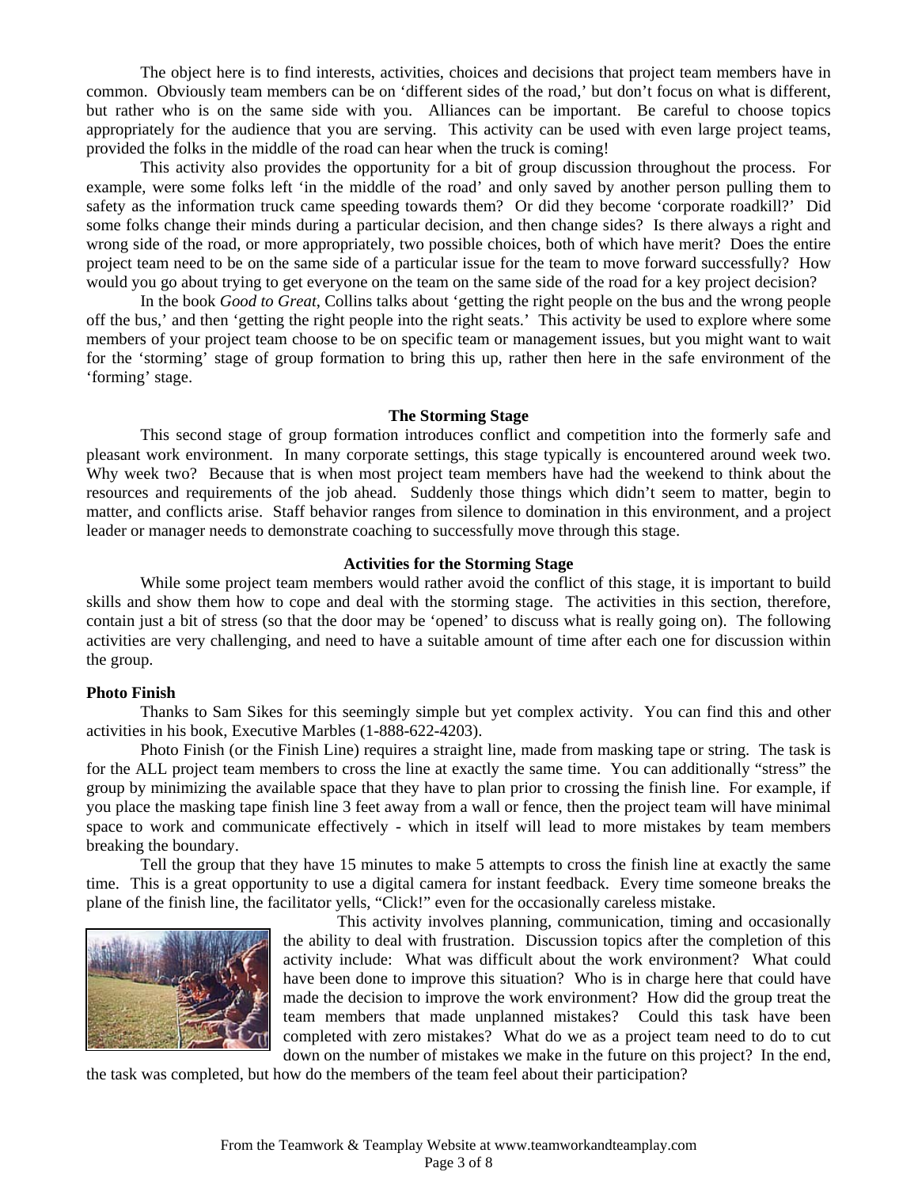The object here is to find interests, activities, choices and decisions that project team members have in common. Obviously team members can be on 'different sides of the road,' but don't focus on what is different, but rather who is on the same side with you. Alliances can be important. Be careful to choose topics appropriately for the audience that you are serving. This activity can be used with even large project teams, provided the folks in the middle of the road can hear when the truck is coming!

This activity also provides the opportunity for a bit of group discussion throughout the process. For example, were some folks left 'in the middle of the road' and only saved by another person pulling them to safety as the information truck came speeding towards them? Or did they become 'corporate roadkill?' Did some folks change their minds during a particular decision, and then change sides? Is there always a right and wrong side of the road, or more appropriately, two possible choices, both of which have merit? Does the entire project team need to be on the same side of a particular issue for the team to move forward successfully? How would you go about trying to get everyone on the team on the same side of the road for a key project decision?

In the book *Good to Great*, Collins talks about 'getting the right people on the bus and the wrong people off the bus,' and then 'getting the right people into the right seats.' This activity be used to explore where some members of your project team choose to be on specific team or management issues, but you might want to wait for the 'storming' stage of group formation to bring this up, rather then here in the safe environment of the 'forming' stage.

## The Storming Stage

This second stage of group formation introduces conflict and competition into the formerly safe and pleasant work environment. In many corporate settings, this stage typically is encountered around week two. Why week two? Because that is when most project team members have had the weekend to think about the resources and requirements of the job ahead. Suddenly those things which didn't seem to matter, begin to matter, and conflicts arise. Staff behavior ranges from silence to domination in this environment, and a project leader or manager needs to demonstrate coaching to successfully move through this stage.

## Activities for the Storming Stage

While some project team members would rather avoid the conflict of this stage, it is important to build skills and show them how to cope and deal with the storming stage. The activities in this section, therefore, contain just a bit of stress (so that the door may be 'opened' to discuss what is really going on). The following activities are very challenging, and need to have a suitable amount of time after each one for discussion within the group.

### Photo Finish

Thanks to Sam Sikes for this seemingly simple but yet complex activity. You can find this and other activities in his book, Executive Marbles (1-888-622-4203).

Photo Finish (or the Finish Line) requires a straight line, made from masking tape or string. The task is for the ALL project team members to cross the line at exactly the same time. You can additionally "stress" the group by minimizing the available space that they have to plan prior to crossing the finish line. For example, if you place the masking tape finish line 3 feet away from a wall or fence, then the project team will have minimal space to work and communicate effectively - which in itself will lead to more mistakes by team members breaking the boundary.

Tell the group that they have 15 minutes to make 5 attempts to cross the finish line at exactly the same time. This is a great opportunity to use a digital camera for instant feedback. Every time someone breaks the plane of the finish line, the facilitator yells, "Click!" even for the occasionally careless mistake.

This activity involves planning, communication, timing and occasionally the ability to deal with frustration. Discussion topics after the completion of this activity include: What was difficult about the work environment? What could have been done to improve this situation? Who is in charge here that could have made the decision to improve the work environment? How did the group treat the team members that made unplanned mistakes? Could this task have been completed with zero mistakes? What do we as a project team need to do to cut down on the number of mistakes we make in the future on this project? In the end, the task was completed, but how do the members of the team feel about their participation?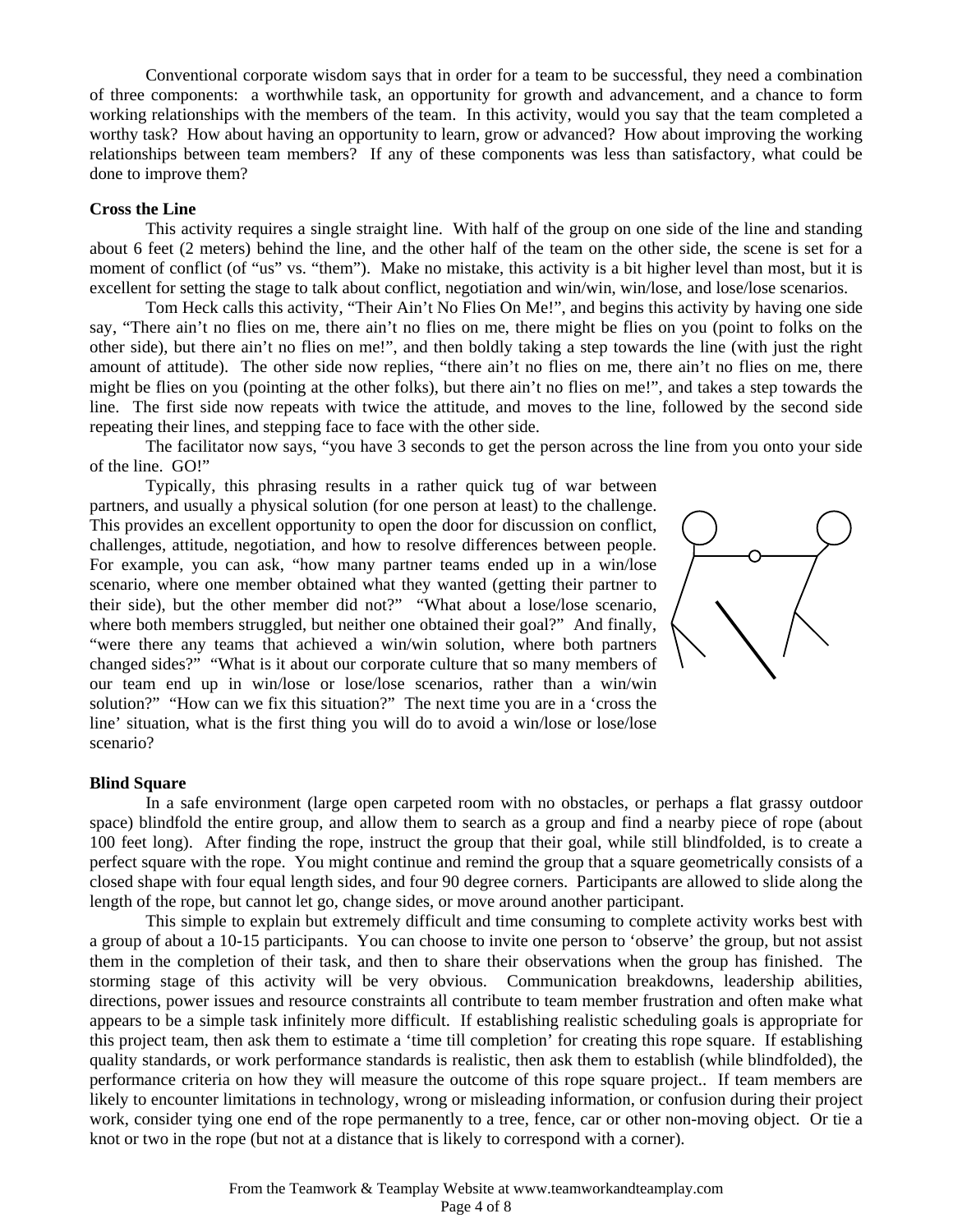Conventional corporate wisdom says that in order for a team to be successful, they need a combination of three components: a worthwhile task, an opportunity for growth and advancement, and a chance to form working relationships with the members of the team. In this activity, would you say that the team completed a worthy task? How about having an opportunity to learn, grow or advanced? How about improving the working relationships between team members? If any of these components was less than satisfactory, what could be done to improve them?

**Cross the Line**

This activity requires a single straight line. With half of the group on one side of the line and standing about 6 feet (2 meters) behind the line, and the other half of the team on the other side, the scene is set for a moment of conflict (of "us" vs. "them"). Make no mistake, this activity is a bit higher level than most, but it is excellent for setting the stage to talk about conflict, negotiation and win/win, win/lose, and lose/lose scenarios.

Tom Heck calls this activity, "Their Ain't No Flies On Me!", and begins this activity by having one side say, "There ain't no flies on me, there ain't no flies on me, there might be flies on you (point to folks on the other side), but there ain't no flies on me!", and then boldly taking a step towards the line (with just the right amount of attitude). The other side now replies, "there ain't no flies on me, there ain't no flies on me, there might be flies on you (pointing at the other folks), but there ain't no flies on me!", and takes a step towards the line. The first side now repeats with twice the attitude, and moves to the line, followed by the second side repeating their lines, and stepping face to face with the other side.

The facilitator now says, "you have 3 seconds to get the person across the line from you onto your side of the line. GO!"

Typically, this phrasing results in a rather quick tug of war between partners, and usually a physical solution (for one person at least) to the challenge. This provides an excellent opportunity to open the door for discussion on conflict, challenges, attitude, negotiation, and how to resolve differences between people. For example, you can ask, "how many partner teams ended up in a win/lose scenario, where one member obtained what they wanted (getting their partner to their side), but the other member did not?" "What about a lose/lose scenario, where both members struggled, but neither one obtained their goal?" And finally, "were there any teams that achieved a win/win solution, where both partners changed sides?" "What is it about our corporate culture that so many members of our team end up in win/lose or lose/lose scenarios, rather than a win/win solution?" "How can we fix this situation?" The next time you are in a 'cross the line' situation, what is the first thing you will do to avoid a win/lose or lose/lose scenario?

**Blind Square**

In a safe environment (large open carpeted room with no obstacles, or perhaps a flat grassy outdoor space) blindfold the entire group, and allow them to search as a group and find a nearby piece of rope (about 100 feet long). After finding the rope, instruct the group that their goal, while still blindfolded, is to create a perfect square with the rope. You might continue and remind the group that a square geometrically consists of a closed shape with four equal length sides, and four 90 degree corners. Participants are allowed to slide along the length of the rope, but cannot let go, change sides, or move around another participant.

This simple to explain but extremely difficult and time consuming to complete activity works best with a group of about a 10-15 participants. You can choose to invite one person to 'observe' the group, but not assist them in the completion of their task, and then to share their observations when the group has finished. The storming stage of this activity will be very obvious. Communication breakdowns, leadership abilities, directions, power issues and resource constraints all contribute to team member frustration and often make what appears to be a simple task infinitely more difficult. If establishing realistic scheduling goals is appropriate for this project team, then ask them to estimate a 'time till completion' for creating this rope square. If establishing quality standards, or work performance standards is realistic, then ask them to establish (while blindfolded), the performance criteria on how they will measure the outcome of this rope square project.. If team members are likely to encounter limitations in technology, wrong or misleading information, or confusion during their project work, consider tying one end of the rope permanently to a tree, fence, car or other non-moving object. Or tie a knot or two in the rope (but not at a distance that is likely to correspond with a corner).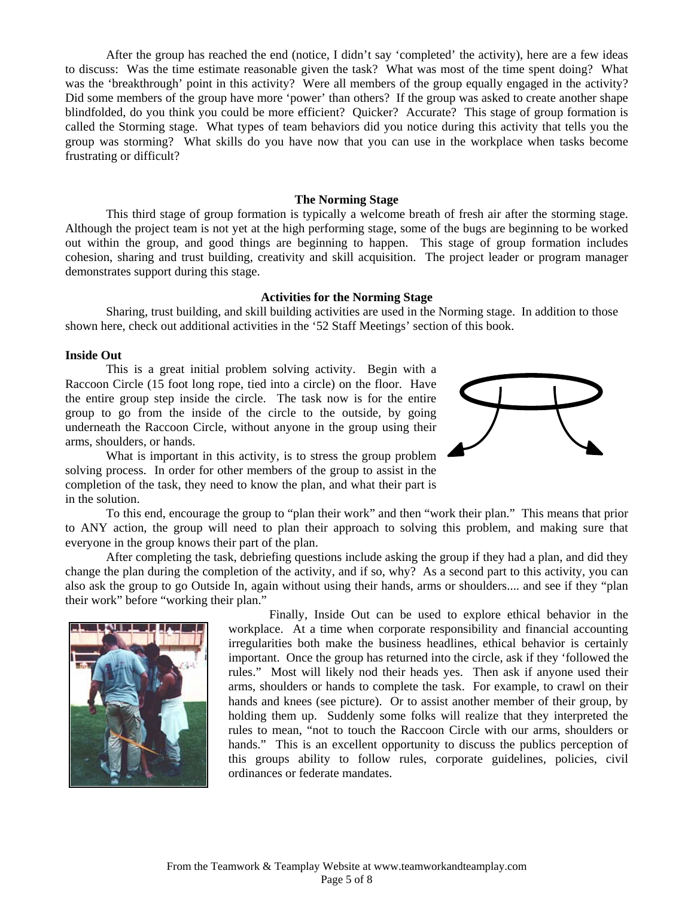After the group has reached the end (notice, I didn't say 'completed' the activity), here are a few ideas to discuss: Was the time estimate reasonable given the task? What was most of the time spent doing? What was the 'breakthrough' point in this activity? Were all members of the group equally engaged in the activity? Did some members of the group have more 'power' than others? If the group was asked to create another shape blindfolded, do you think you could be more efficient? Quicker? Accurate? This stage of group formation is called the Storming stage. What types of team behaviors did you notice during this activity that tells you the group was storming? What skills do you have now that you can use in the workplace when tasks become frustrating or difficult?

## The Norming Stage

This third stage of group formation is typically a welcome breath of fresh air after the storming stage. Although the project team is not yet at the high performing stage, some of the bugs are beginning to be worked out within the group, and good things are beginning to happen. This stage of group formation includes cohesion, sharing and trust building, creativity and skill acquisition. The project leader or program manager demonstrates support during this stage.

## Activities for the Norming Stage

Sharing, trust building, and skill building activities are used in the Norming stage. In addition to those shown here, check out additional activities in the '52 Staff Meetings' section of this book.

### Inside Out

This is a great initial problem solving activity. Begin with a Raccoon Circle (15 foot long rope, tied into a circle) on the floor. Have the entire group step inside the circle. The task now is for the entire group to go from the inside of the circle to the outside, by going underneath the Raccoon Circle, without anyone in the group using their arms, shoulders, or hands.

What is important in this activity, is to stress the group problem solving process. In order for other members of the group to assist in the completion of the task, they need to know the plan, and what their part is in the solution.

To this end, encourage the group to "plan their work" and then "work their plan." This means that prior to ANY action, the group will need to plan their approach to solving this problem, and making sure that everyone in the group knows their part of the plan.

After completing the task, debriefing questions include asking the group if they had a plan, and did they change the plan during the completion of the activity, and if so, why? As a second part to this activity, you can also ask the group to go Outside In, again without using their hands, arms or shoulders.... and see if they "plan their work" before "working their plan."

Finally, Inside Out can be used to explore ethical behavior in the workplace. At a time when corporate responsibility and financial accounting irregularities both make the business headlines, ethical behavior is certainly important. Once the group has returned into the circle, ask if they 'followed the rules." Most will likely nod their heads yes. Then ask if anyone used their arms, shoulders or hands to complete the task. For example, to crawl on their hands and knees (see picture). Or to assist another member of their group, by holding them up. Suddenly some folks will realize that they interpreted the rules to mean, "not to touch the Raccoon Circle with our arms, shoulders or hands." This is an excellent opportunity to discuss the publics perception of this groups ability to follow rules, corporate guidelines, policies, civil ordinances or federate mandates.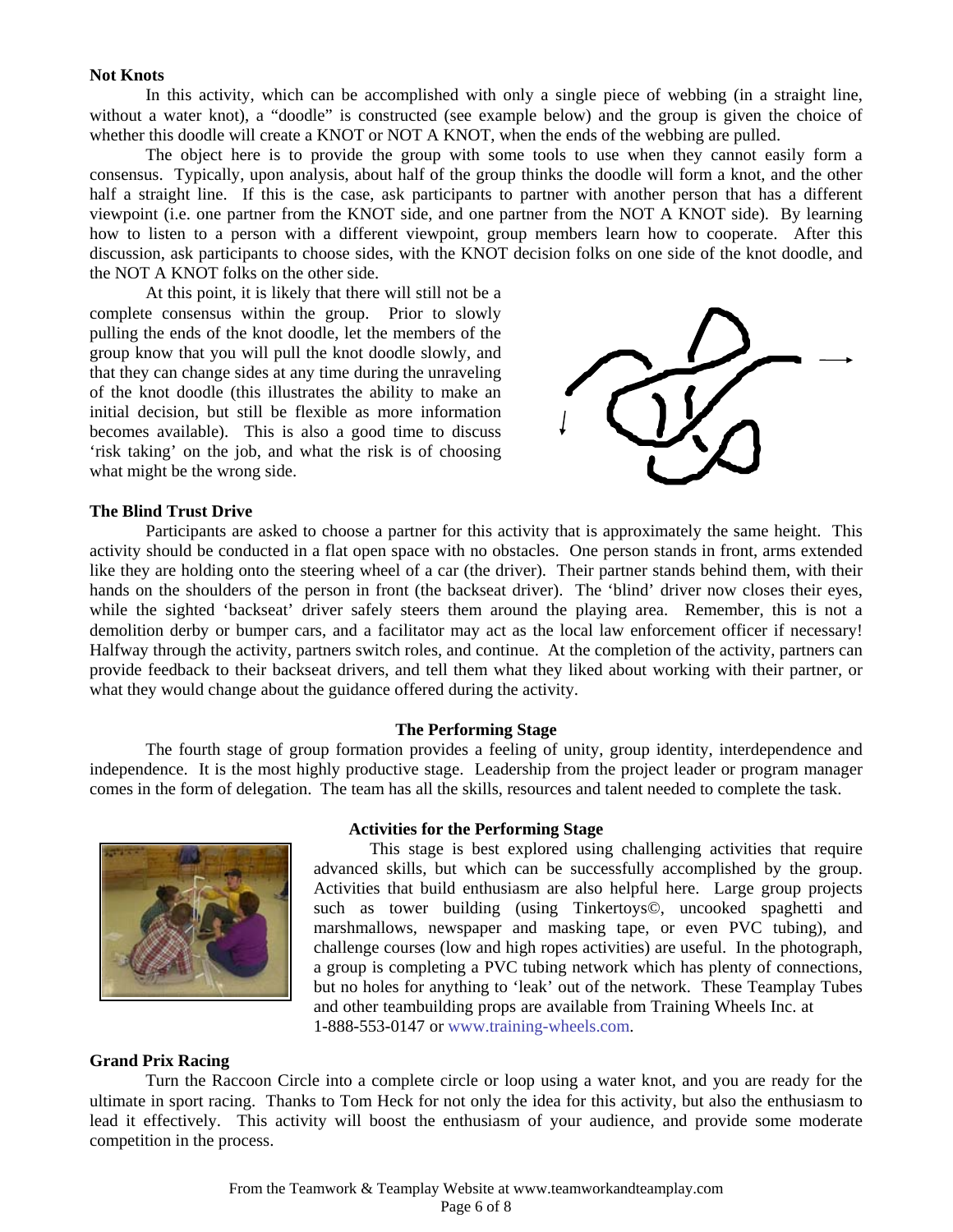**Not Knots**

In this activity, which can be accomplished with only a single piece of webbing (in a straight line, without a water knot), a "doodle" is constructed (see example below) and the group is given the choice of whether this doodle will create a KNOT or NOT A KNOT, when the ends of the webbing are pulled.

The object here is to provide the group with some tools to use when they cannot easily form a consensus. Typically, upon analysis, about half of the group thinks the doodle will form a knot, and the other half a straight line. If this is the case, ask participants to partner with another person that has a different viewpoint (i.e. one partner from the KNOT side, and one partner from the NOT A KNOT side). By learning how to listen to a person with a different viewpoint, group members learn how to cooperate. After this discussion, ask participants to choose sides, with the KNOT decision folks on one side of the knot doodle, and the NOT A KNOT folks on the other side.

At this point, it is likely that there will still not be a complete consensus within the group. Prior to slowly pulling the ends of the knot doodle, let the members of the group know that you will pull the knot doodle slowly, and that they can change sides at any time during the unraveling of the knot doodle (this illustrates the ability to make an initial decision, but still be flexible as more information becomes available). This is also a good time to discuss 'risk taking' on the job, and what the risk is of choosing what might be the wrong side.

**The Blind Trust Drive**

Participants are asked to choose a partner for this activity that is approximately the same height. This activity should be conducted in a flat open space with no obstacles. One person stands in front, arms extended like they are holding onto the steering wheel of a car (the driver). Their partner stands behind them, with their hands on the shoulders of the person in front (the backseat driver). The 'blind' driver now closes their eyes, while the sighted 'backseat' driver safely steers them around the playing area. Remember, this is not a demolition derby or bumper cars, and a facilitator may act as the local law enforcement officer if necessary! Halfway through the activity, partners switch roles, and continue. At the completion of the activity, partners can provide feedback to their backseat drivers, and tell them what they liked about working with their partner, or what they would change about the guidance offered during the activity.

## The Performing Stage

The fourth stage of group formation provides a feeling of unity, group identity, interdependence and independence. It is the most highly productive stage. Leadership from the project leader or program manager comes in the form of delegation. The team has all the skills, resources and talent needed to complete the task.

### Activities for the Performing Stage

This stage is best explored using challenging activities that require advanced skills, but which can be successfully accomplished by the group. Activities that build enthusiasm are also helpful here. Large group projects such as tower building (using Tinkertoys©, uncooked spaghetti and marshmallows, newspaper and masking tape, or even PVC tubing), and challenge courses (low and high ropes activities) are useful. In the photograph, a group is completing a PVC tubing network which has plenty of connections, but no holes for anything to 'leak' out of the network. These Teamplay Tubes and other teambuilding props are available from Training Wheels Inc. at 1-888-553-0147 or www.training-wheels.com.

**Grand Prix Racing**

Turn the Raccoon Circle into a complete circle or loop using a water knot, and you are ready for the ultimate in sport racing. Thanks to Tom Heck for not only the idea for this activity, but also the enthusiasm to lead it effectively. This activity will boost the enthusiasm of your audience, and provide some moderate competition in the process.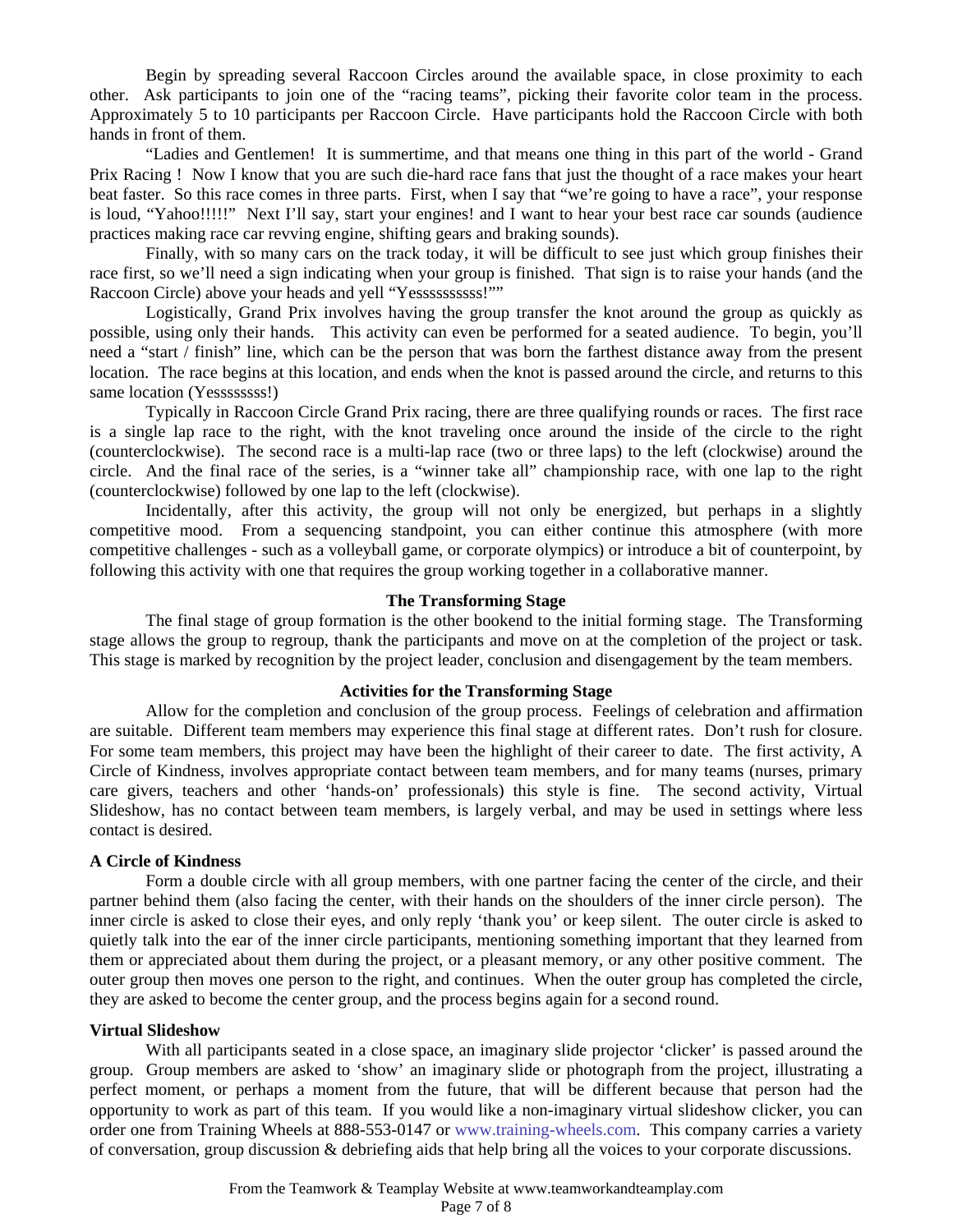Begin by spreading several Raccoon Circles around the available space, in close proximity to each other. Ask participants to join one of the "racing teams", picking their favorite color team in the process. Approximately 5 to 10 participants per Raccoon Circle. Have participants hold the Raccoon Circle with both hands in front of them.

"Ladies and Gentlemen! It is summertime, and that means one thing in this part of the world - Grand Prix Racing ! Now I know that you are such die-hard race fans that just the thought of a race makes your heart beat faster. So this race comes in three parts. First, when I say that "we're going to have a race", your response is loud, "Yahoo!!!!!" Next I'll say, start your engines! and I want to hear your best race car sounds (audience practices making race car revving engine, shifting gears and braking sounds).

Finally, with so many cars on the track today, it will be difficult to see just which group finishes their race first, so we'll need a sign indicating when your group is finished. That sign is to raise your hands (and the Raccoon Circle) above your heads and yell "Yesssssssss!""

Logistically, Grand Prix involves having the group transfer the knot around the group as quickly as possible, using only their hands. This activity can even be performed for a seated audience. To begin, you'll need a "start / finish" line, which can be the person that was born the farthest distance away from the present location. The race begins at this location, and ends when the knot is passed around the circle, and returns to this same location (Yessssssss!)

Typically in Raccoon Circle Grand Prix racing, there are three qualifying rounds or races. The first race is a single lap race to the right, with the knot traveling once around the inside of the circle to the right (counterclockwise). The second race is a multi-lap race (two or three laps) to the left (clockwise) around the circle. And the final race of the series, is a "winner take all" championship race, with one lap to the right (counterclockwise) followed by one lap to the left (clockwise).

Incidentally, after this activity, the group will not only be energized, but perhaps in a slightly competitive mood. From a sequencing standpoint, you can either continue this atmosphere (with more competitive challenges - such as a volleyball game, or corporate olympics) or introduce a bit of counterpoint, by following this activity with one that requires the group working together in a collaborative manner.

## The Transforming Stage

The final stage of group formation is the other bookend to the initial forming stage. The Transforming stage allows the group to regroup, thank the participants and move on at the completion of the project or task. This stage is marked by recognition by the project leader, conclusion and disengagement by the team members.

## Activities for the Transforming Stage

Allow for the completion and conclusion of the group process. Feelings of celebration and affirmation are suitable. Different team members may experience this final stage at different rates. Don't rush for closure. For some team members, this project may have been the highlight of their career to date. The first activity, A Circle of Kindness, involves appropriate contact between team members, and for many teams (nurses, primary care givers, teachers and other 'hands-on' professionals) this style is fine. The second activity, Virtual Slideshow, has no contact between team members, is largely verbal, and may be used in settings where less contact is desired.

### A Circle of Kindness

Form a double circle with all group members, with one partner facing the center of the circle, and their partner behind them (also facing the center, with their hands on the shoulders of the inner circle person). The inner circle is asked to close their eyes, and only reply 'thank you' or keep silent. The outer circle is asked to quietly talk into the ear of the inner circle participants, mentioning something important that they learned from them or appreciated about them during the project, or a pleasant memory, or any other positive comment. The outer group then moves one person to the right, and continues. When the outer group has completed the circle, they are asked to become the center group, and the process begins again for a second round.

### Virtual Slideshow

With all participants seated in a close space, an imaginary slide projector 'clicker' is passed around the group. Group members are asked to 'show' an imaginary slide or photograph from the project, illustrating a perfect moment, or perhaps a moment from the future, that will be different because that person had the opportunity to work as part of this team. If you would like a non-imaginary virtual slideshow clicker, you can order one from Training Wheels at 888-553-0147 or www.training-wheels.com. This company carries a variety of conversation, group discussion & debriefing aids that help bring all the voices to your corporate discussions.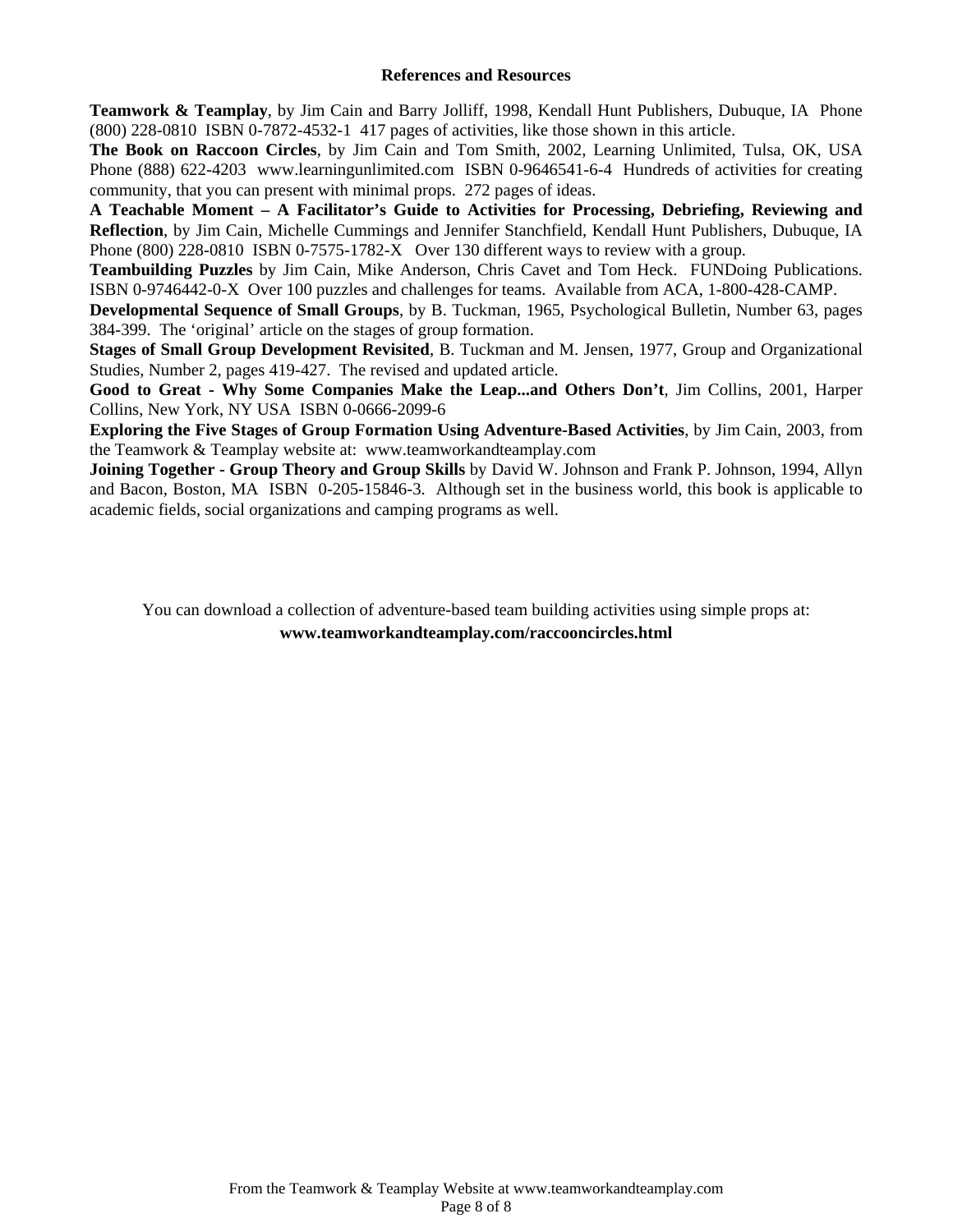### References and Resources

**Teamwork & Teamplay**, by Jim Cain and Barry Jolliff, 1998, Kendall Hunt Publishers, Dubuque, IA Phone (800) 228-0810 ISBN 0-7872-4532-1 417 pages of activities, like those shown in this article.

**The Book on Raccoon Circles**, by Jim Cain and Tom Smith, 2002, Learning Unlimited, Tulsa, OK, USA Phone (888) 622-4203 www.learningunlimited.com ISBN 0-9646541-6-4 Hundreds of activities for creating community, that you can present with minimal props. 272 pages of ideas.

**A Teachable Moment – A Facilitator's Guide to Activities for Processing, Debriefing, Reviewing and Reflection**, by Jim Cain, Michelle Cummings and Jennifer Stanchfield, Kendall Hunt Publishers, Dubuque, IA Phone (800) 228-0810 ISBN 0-7575-1782-X Over 130 different ways to review with a group.

**Teambuilding Puzzles** by Jim Cain, Mike Anderson, Chris Cavet and Tom Heck. FUNDoing Publications. ISBN 0-9746442-0-X Over 100 puzzles and challenges for teams. Available from ACA, 1-800-428-CAMP.

**Developmental Sequence of Small Groups**, by B. Tuckman, 1965, Psychological Bulletin, Number 63, pages 384-399. The 'original' article on the stages of group formation.

**Stages of Small Group Development Revisited**, B. Tuckman and M. Jensen, 1977, Group and Organizational Studies, Number 2, pages 419-427. The revised and updated article.

**Good to Great - Why Some Companies Make the Leap...and Others Don't**, Jim Collins, 2001, Harper Collins, New York, NY USA ISBN 0-0666-2099-6

**Exploring the Five Stages of Group Formation Using Adventure-Based Activities**, by Jim Cain, 2003, from the Teamwork & Teamplay website at: www.teamworkandteamplay.com

**Joining Together - Group Theory and Group Skills** by David W. Johnson and Frank P. Johnson, 1994, Allyn and Bacon, Boston, MA ISBN 0-205-15846-3. Although set in the business world, this book is applicable to academic fields, social organizations and camping programs as well.

You can download a collection of adventure-based team building activities using simple props at:
**www.teamworkandteamplay.com/raccooncircles.html**